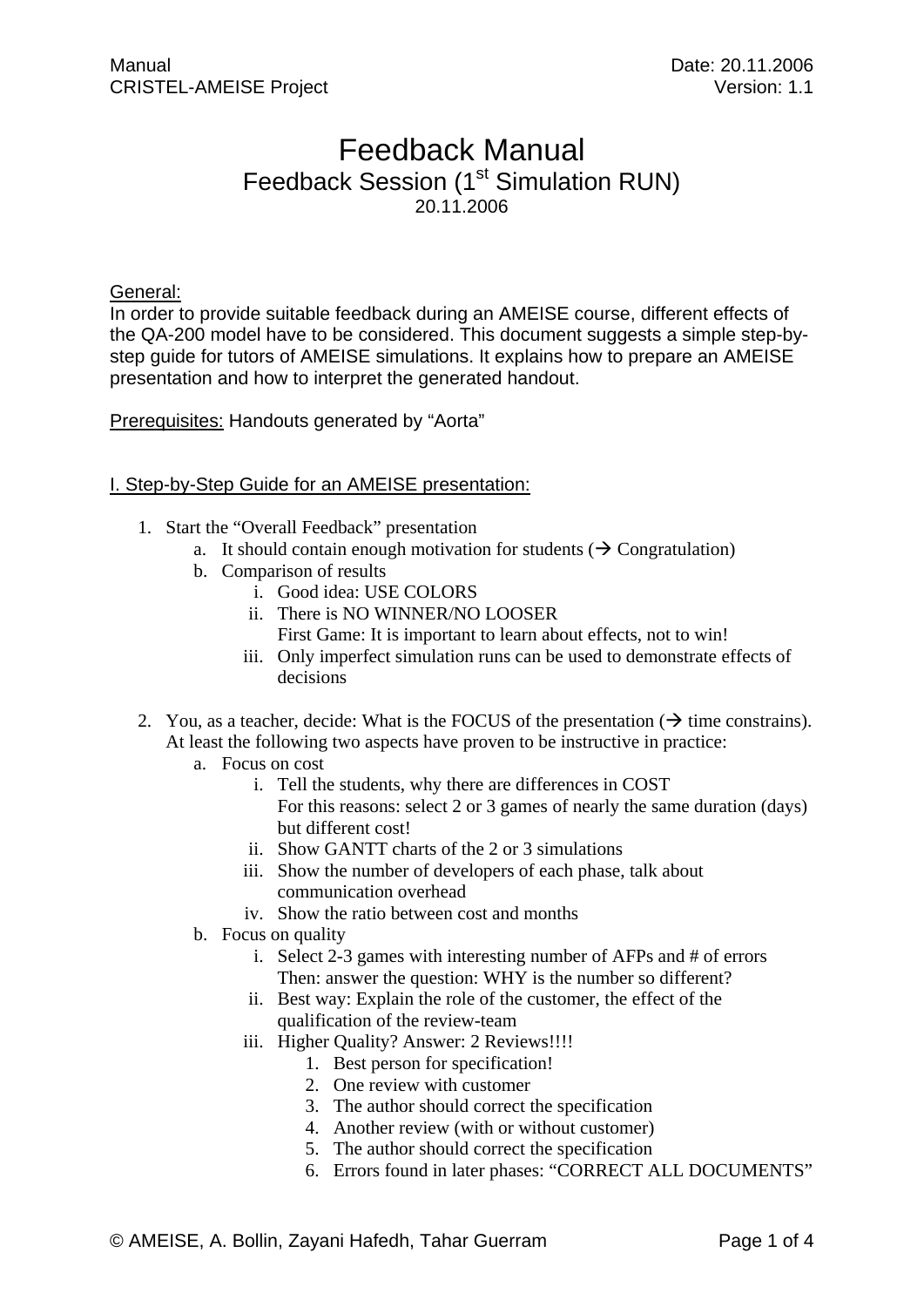# Feedback Manual

## Feedback Session (1st Simulation RUN)

20.11.2006

General:
In order to provide suitable feedback during an AMEISE course, different effects of the QA-200 model have to be considered. This document suggests a simple step-by-step guide for tutors of AMEISE simulations. It explains how to prepare an AMEISE presentation and how to interpret the generated handout.

Prerequisites: Handouts generated by "Aorta"

### I. Step-by-Step Guide for an AMEISE presentation:

1. Start the "Overall Feedback" presentation
   a. It should contain enough motivation for students (→ Congratulation)
   b. Comparison of results
      i. Good idea: USE COLORS
      ii. There is NO WINNER/NO LOOSER
          First Game: It is important to learn about effects, not to win!
      iii. Only imperfect simulation runs can be used to demonstrate effects of decisions

2. You, as a teacher, decide: What is the FOCUS of the presentation (→ time constrains). At least the following two aspects have proven to be instructive in practice:
   a. Focus on cost
      i. Tell the students, why there are differences in COST
         For this reasons: select 2 or 3 games of nearly the same duration (days) but different cost!
      ii. Show GANTT charts of the 2 or 3 simulations
      iii. Show the number of developers of each phase, talk about communication overhead
      iv. Show the ratio between cost and months
   b. Focus on quality
      i. Select 2-3 games with interesting number of AFPs and # of errors
         Then: answer the question: WHY is the number so different?
      ii. Best way: Explain the role of the customer, the effect of the qualification of the review-team
      iii. Higher Quality? Answer: 2 Reviews!!!!
         1. Best person for specification!
         2. One review with customer
         3. The author should correct the specification
         4. Another review (with or without customer)
         5. The author should correct the specification
         6. Errors found in later phases: "CORRECT ALL DOCUMENTS"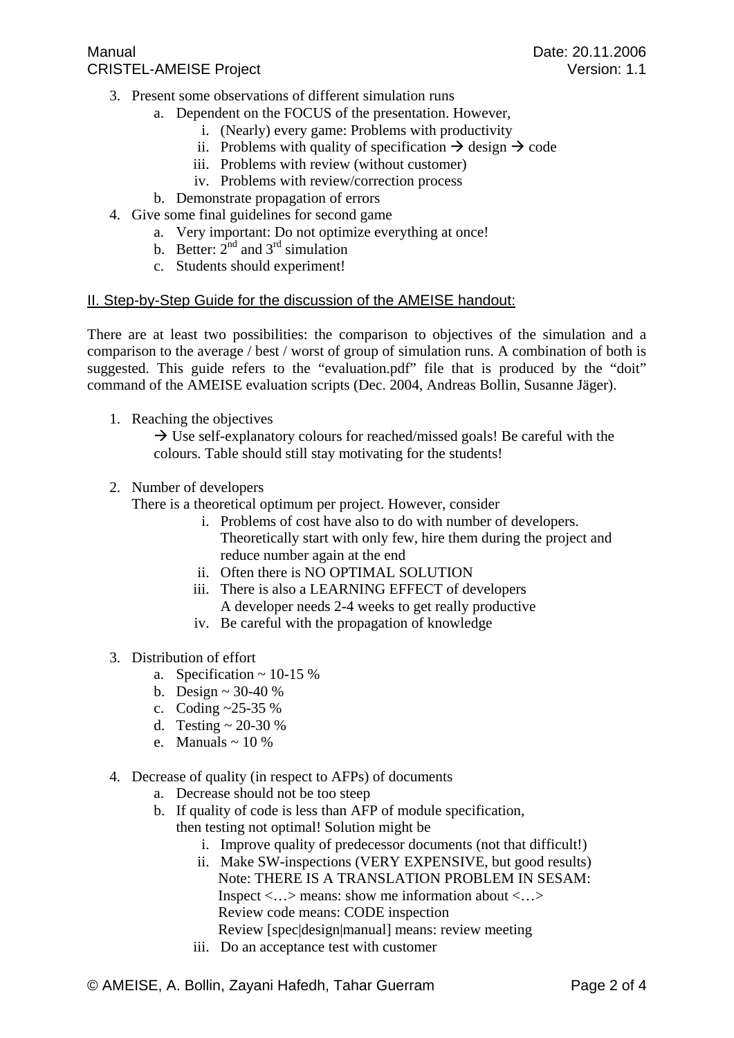3. Present some observations of different simulation runs
    a. Dependent on the FOCUS of the presentation. However,
        i. (Nearly) every game: Problems with productivity
        ii. Problems with quality of specification → design → code
        iii. Problems with review (without customer)
        iv. Problems with review/correction process
    b. Demonstrate propagation of errors
4. Give some final guidelines for second game
    a. Very important: Do not optimize everything at once!
    b. Better: 2nd and 3rd simulation
    c. Students should experiment!

## II. Step-by-Step Guide for the discussion of the AMEISE handout:

There are at least two possibilities: the comparison to objectives of the simulation and a comparison to the average / best / worst of group of simulation runs. A combination of both is suggested. This guide refers to the "evaluation.pdf" file that is produced by the "doit" command of the AMEISE evaluation scripts (Dec. 2004, Andreas Bollin, Susanne Jäger).

1. Reaching the objectives
    → Use self-explanatory colours for reached/missed goals! Be careful with the colours. Table should still stay motivating for the students!

2. Number of developers
    There is a theoretical optimum per project. However, consider
        i. Problems of cost have also to do with number of developers. Theoretically start with only few, hire them during the project and reduce number again at the end
        ii. Often there is NO OPTIMAL SOLUTION
        iii. There is also a LEARNING EFFECT of developers
            A developer needs 2-4 weeks to get really productive
        iv. Be careful with the propagation of knowledge

3. Distribution of effort
    a. Specification ~ 10-15 %
    b. Design ~ 30-40 %
    c. Coding ~25-35 %
    d. Testing ~ 20-30 %
    e. Manuals ~ 10 %

4. Decrease of quality (in respect to AFPs) of documents
    a. Decrease should not be too steep
    b. If quality of code is less than AFP of module specification, then testing not optimal! Solution might be
        i. Improve quality of predecessor documents (not that difficult!)
        ii. Make SW-inspections (VERY EXPENSIVE, but good results)
            Note: THERE IS A TRANSLATION PROBLEM IN SESAM:
            Inspect <…> means: show me information about <…>
            Review code means: CODE inspection
            Review [spec|design|manual] means: review meeting
        iii. Do an acceptance test with customer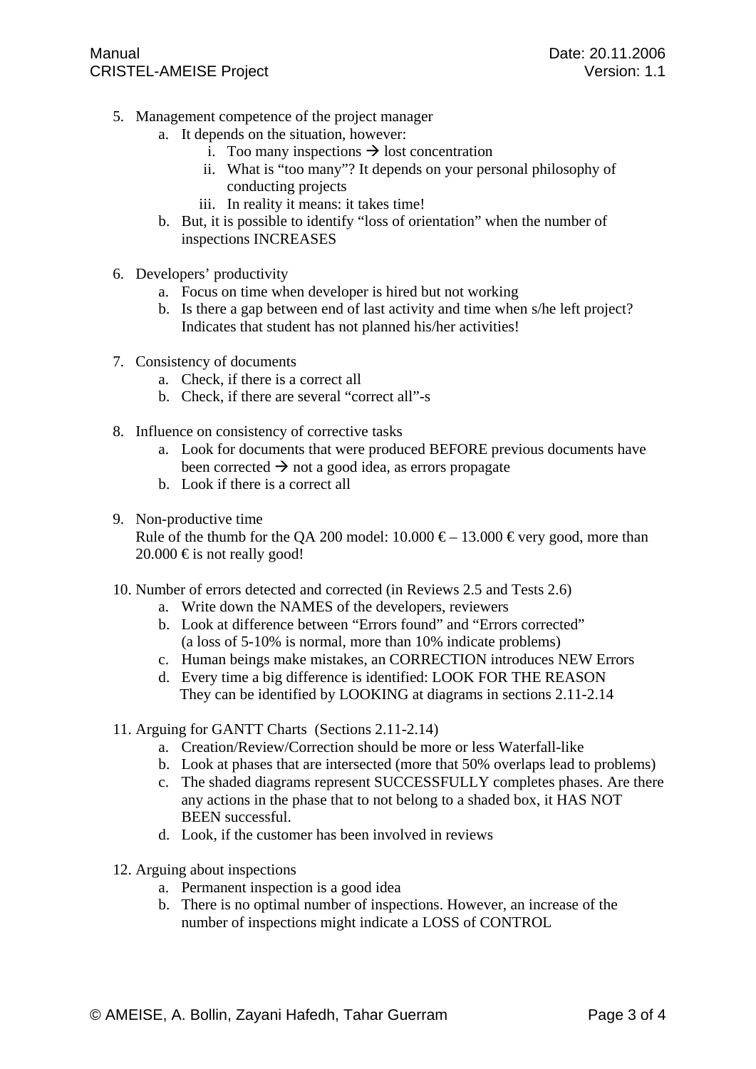5. Management competence of the project manager
   a. It depends on the situation, however:
      i. Too many inspections → lost concentration
      ii. What is “too many”? It depends on your personal philosophy of conducting projects
      iii. In reality it means: it takes time!
   b. But, it is possible to identify “loss of orientation” when the number of inspections INCREASES

6. Developers’ productivity
   a. Focus on time when developer is hired but not working
   b. Is there a gap between end of last activity and time when s/he left project? Indicates that student has not planned his/her activities!

7. Consistency of documents
   a. Check, if there is a correct all
   b. Check, if there are several “correct all”-s

8. Influence on consistency of corrective tasks
   a. Look for documents that were produced BEFORE previous documents have been corrected → not a good idea, as errors propagate
   b. Look if there is a correct all

9. Non-productive time
   Rule of the thumb for the QA 200 model: 10.000 € – 13.000 € very good, more than 20.000 € is not really good!

10. Number of errors detected and corrected (in Reviews 2.5 and Tests 2.6)
    a. Write down the NAMES of the developers, reviewers
    b. Look at difference between “Errors found” and “Errors corrected”
       (a loss of 5-10% is normal, more than 10% indicate problems)
    c. Human beings make mistakes, an CORRECTION introduces NEW Errors
    d. Every time a big difference is identified: LOOK FOR THE REASON
       They can be identified by LOOKING at diagrams in sections 2.11-2.14

11. Arguing for GANTT Charts (Sections 2.11-2.14)
    a. Creation/Review/Correction should be more or less Waterfall-like
    b. Look at phases that are intersected (more that 50% overlaps lead to problems)
    c. The shaded diagrams represent SUCCESSFULLY completes phases. Are there any actions in the phase that to not belong to a shaded box, it HAS NOT BEEN successful.
    d. Look, if the customer has been involved in reviews

12. Arguing about inspections
    a. Permanent inspection is a good idea
    b. There is no optimal number of inspections. However, an increase of the number of inspections might indicate a LOSS of CONTROL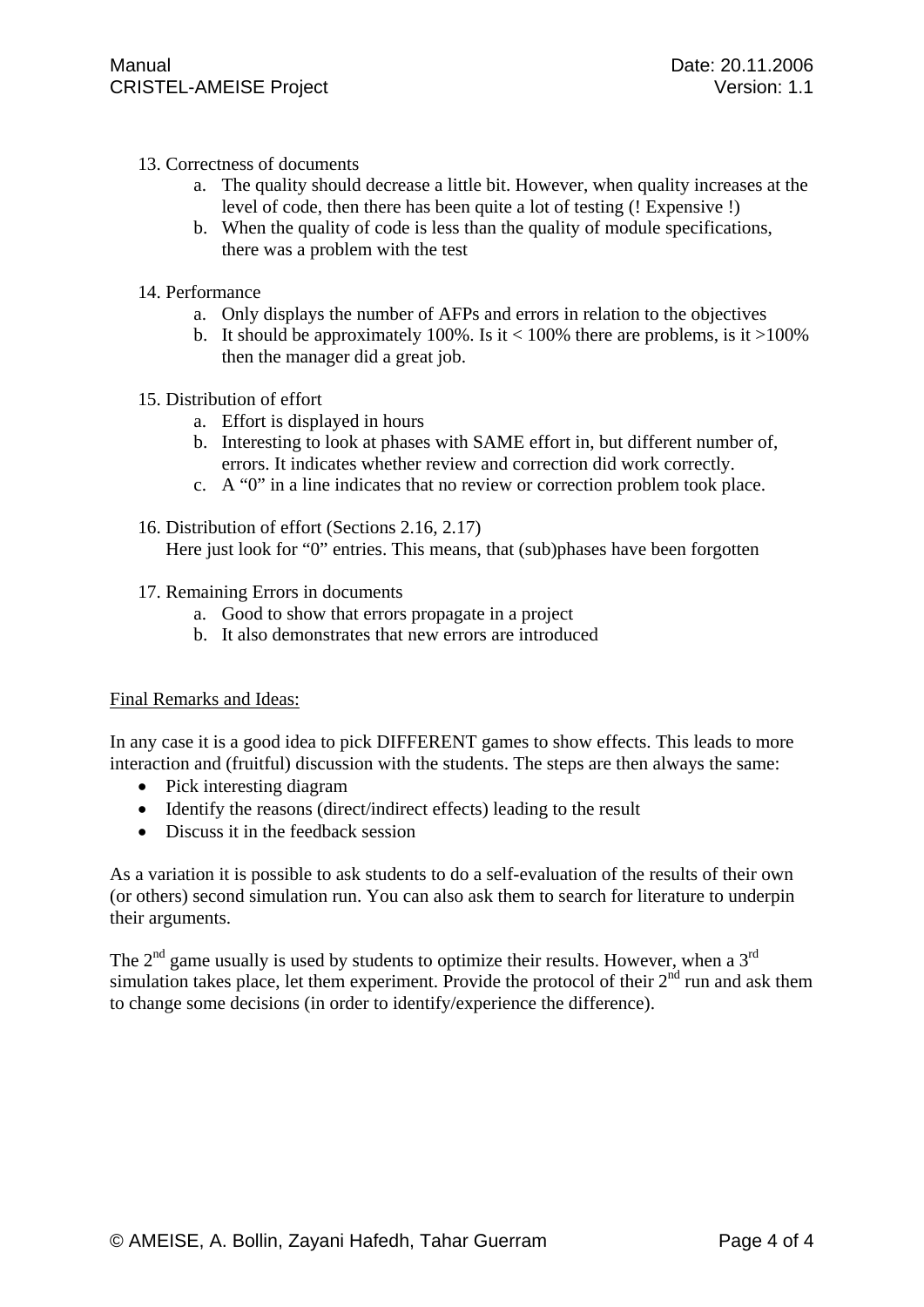13. Correctness of documents
    a. The quality should decrease a little bit. However, when quality increases at the level of code, then there has been quite a lot of testing (! Expensive !)
    b. When the quality of code is less than the quality of module specifications, there was a problem with the test

14. Performance
    a. Only displays the number of AFPs and errors in relation to the objectives
    b. It should be approximately 100%. Is it < 100% there are problems, is it >100% then the manager did a great job.

15. Distribution of effort
    a. Effort is displayed in hours
    b. Interesting to look at phases with SAME effort in, but different number of, errors. It indicates whether review and correction did work correctly.
    c. A "0" in a line indicates that no review or correction problem took place.

16. Distribution of effort (Sections 2.16, 2.17)
    Here just look for "0" entries. This means, that (sub)phases have been forgotten

17. Remaining Errors in documents
    a. Good to show that errors propagate in a project
    b. It also demonstrates that new errors are introduced

<u>Final Remarks and Ideas:</u>

In any case it is a good idea to pick DIFFERENT games to show effects. This leads to more interaction and (fruitful) discussion with the students. The steps are then always the same:

- Pick interesting diagram
- Identify the reasons (direct/indirect effects) leading to the result
- Discuss it in the feedback session

As a variation it is possible to ask students to do a self-evaluation of the results of their own (or others) second simulation run. You can also ask them to search for literature to underpin their arguments.

The 2nd game usually is used by students to optimize their results. However, when a 3rd simulation takes place, let them experiment. Provide the protocol of their 2nd run and ask them to change some decisions (in order to identify/experience the difference).